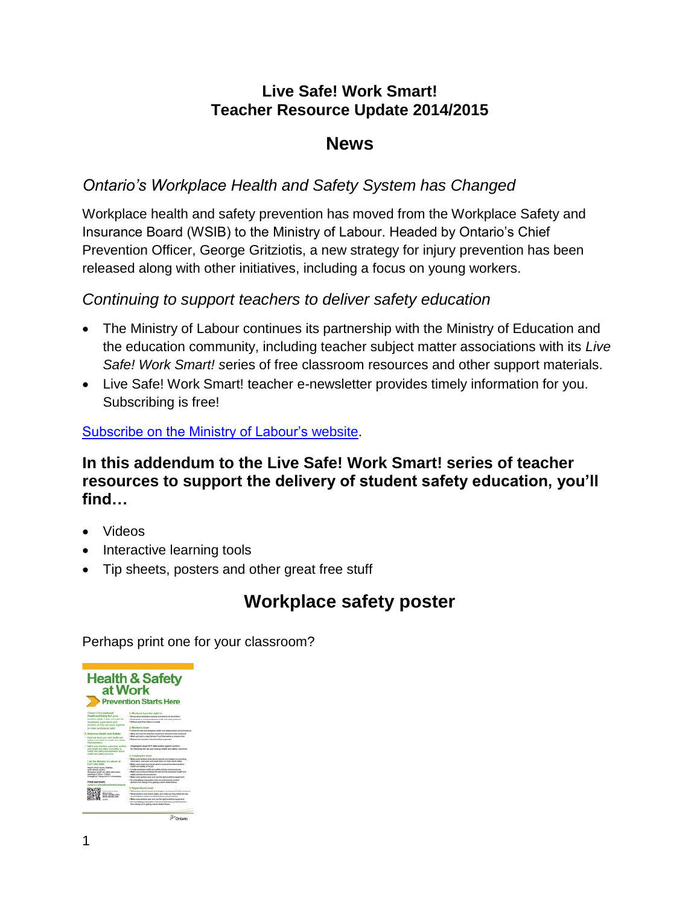# Live Safe! Work Smart!
# Teacher Resource Update 2014/2015

## News

### *Ontario's Workplace Health and Safety System has Changed*

Workplace health and safety prevention has moved from the Workplace Safety and Insurance Board (WSIB) to the Ministry of Labour. Headed by Ontario's Chief Prevention Officer, George Gritziotis, a new strategy for injury prevention has been released along with other initiatives, including a focus on young workers.

### *Continuing to support teachers to deliver safety education*

- The Ministry of Labour continues its partnership with the Ministry of Education and the education community, including teacher subject matter associations with its *Live Safe! Work Smart! s*eries of free classroom resources and other support materials.
- Live Safe! Work Smart! teacher e-newsletter provides timely information for you. Subscribing is free!

Subscribe on the Ministry of Labour's website.

**In this addendum to the Live Safe! Work Smart! series of teacher resources to support the delivery of student safety education, you'll find…**

- Videos
- Interactive learning tools
- Tip sheets, posters and other great free stuff

## Workplace safety poster

Perhaps print one for your classroom?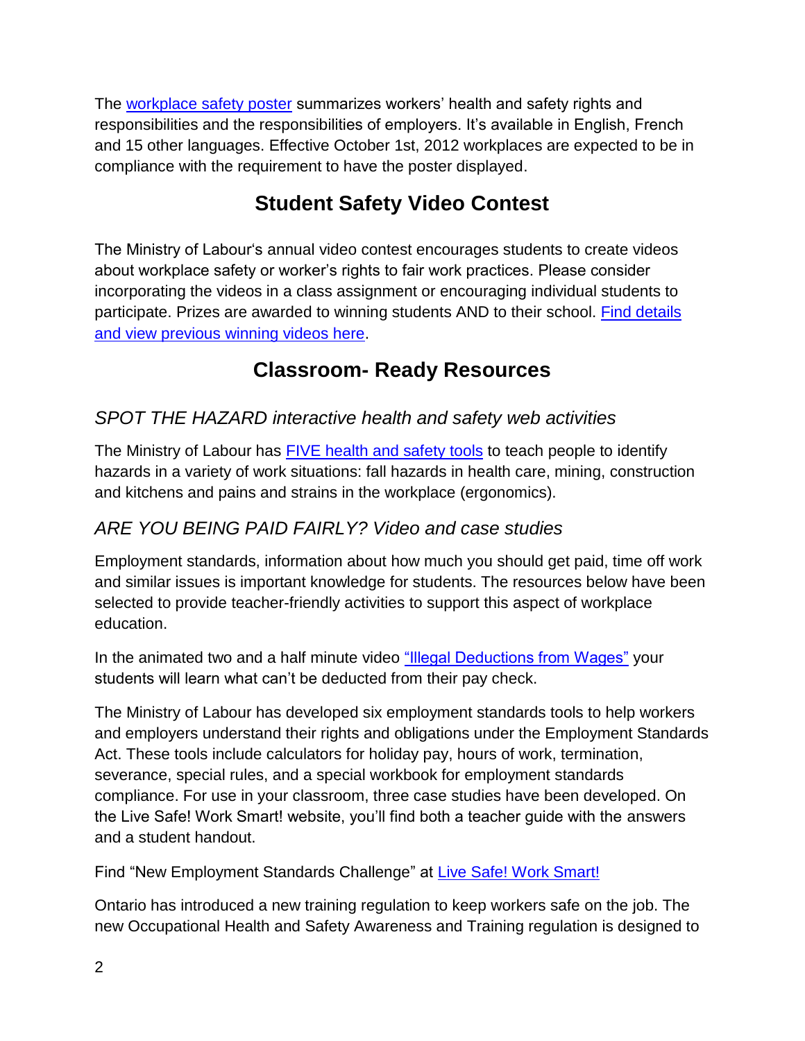The workplace safety poster summarizes workers' health and safety rights and responsibilities and the responsibilities of employers. It's available in English, French and 15 other languages. Effective October 1st, 2012 workplaces are expected to be in compliance with the requirement to have the poster displayed.

## Student Safety Video Contest

The Ministry of Labour's annual video contest encourages students to create videos about workplace safety or worker's rights to fair work practices. Please consider incorporating the videos in a class assignment or encouraging individual students to participate. Prizes are awarded to winning students AND to their school. Find details and view previous winning videos here.

## Classroom- Ready Resources

### *SPOT THE HAZARD interactive health and safety web activities*

The Ministry of Labour has FIVE health and safety tools to teach people to identify hazards in a variety of work situations: fall hazards in health care, mining, construction and kitchens and pains and strains in the workplace (ergonomics).

### *ARE YOU BEING PAID FAIRLY? Video and case studies*

Employment standards, information about how much you should get paid, time off work and similar issues is important knowledge for students. The resources below have been selected to provide teacher-friendly activities to support this aspect of workplace education.

In the animated two and a half minute video "Illegal Deductions from Wages" your students will learn what can't be deducted from their pay check.

The Ministry of Labour has developed six employment standards tools to help workers and employers understand their rights and obligations under the Employment Standards Act. These tools include calculators for holiday pay, hours of work, termination, severance, special rules, and a special workbook for employment standards compliance. For use in your classroom, three case studies have been developed. On the Live Safe! Work Smart! website, you'll find both a teacher guide with the answers and a student handout.

Find "New Employment Standards Challenge" at Live Safe! Work Smart!

Ontario has introduced a new training regulation to keep workers safe on the job. The new Occupational Health and Safety Awareness and Training regulation is designed to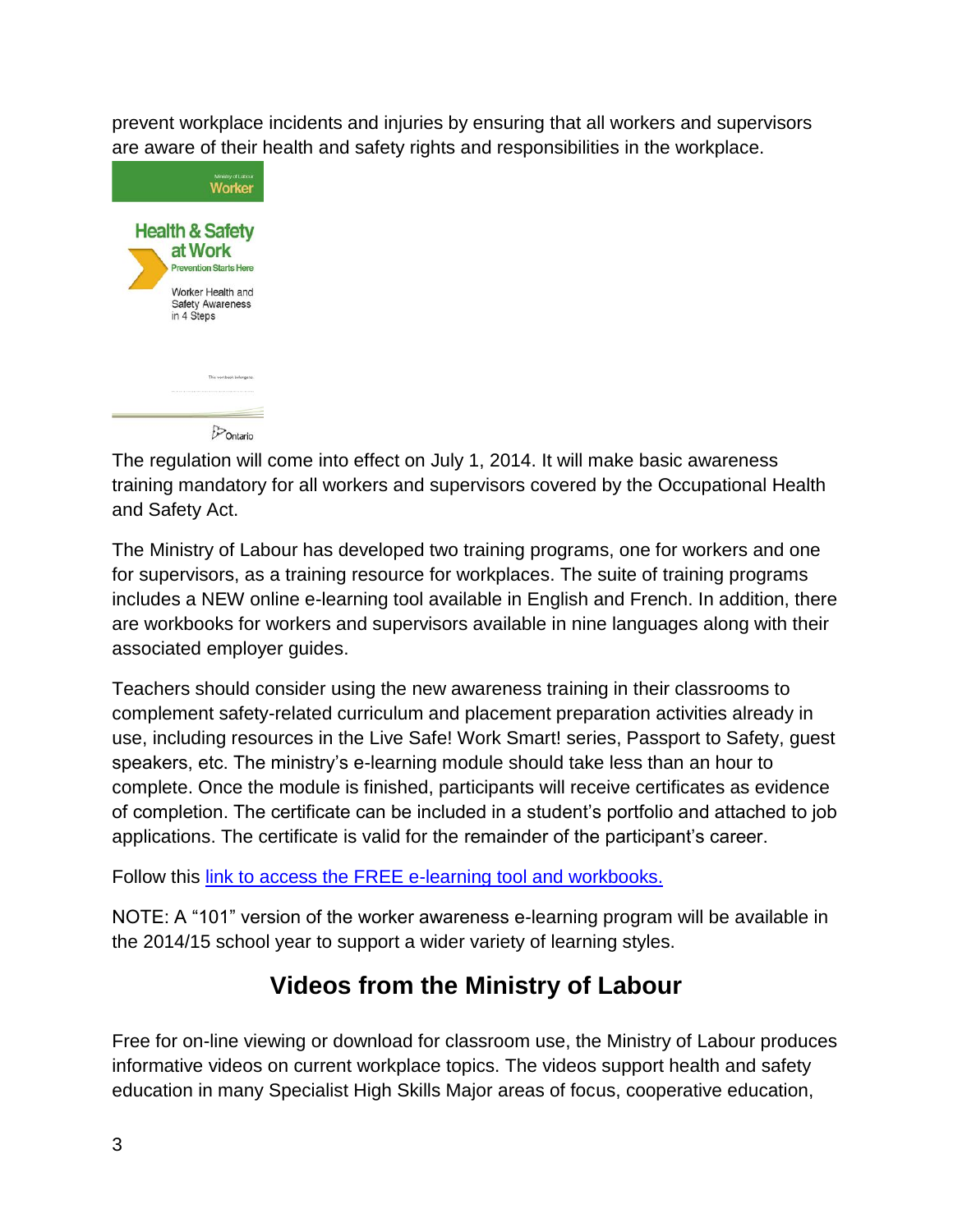prevent workplace incidents and injuries by ensuring that all workers and supervisors are aware of their health and safety rights and responsibilities in the workplace.

The regulation will come into effect on July 1, 2014. It will make basic awareness training mandatory for all workers and supervisors covered by the Occupational Health and Safety Act.

The Ministry of Labour has developed two training programs, one for workers and one for supervisors, as a training resource for workplaces. The suite of training programs includes a NEW online e-learning tool available in English and French. In addition, there are workbooks for workers and supervisors available in nine languages along with their associated employer guides.

Teachers should consider using the new awareness training in their classrooms to complement safety-related curriculum and placement preparation activities already in use, including resources in the Live Safe! Work Smart! series, Passport to Safety, guest speakers, etc. The ministry's e-learning module should take less than an hour to complete. Once the module is finished, participants will receive certificates as evidence of completion. The certificate can be included in a student's portfolio and attached to job applications. The certificate is valid for the remainder of the participant's career.

Follow this link to access the FREE e-learning tool and workbooks.

NOTE: A "101" version of the worker awareness e-learning program will be available in the 2014/15 school year to support a wider variety of learning styles.

## Videos from the Ministry of Labour

Free for on-line viewing or download for classroom use, the Ministry of Labour produces informative videos on current workplace topics. The videos support health and safety education in many Specialist High Skills Major areas of focus, cooperative education,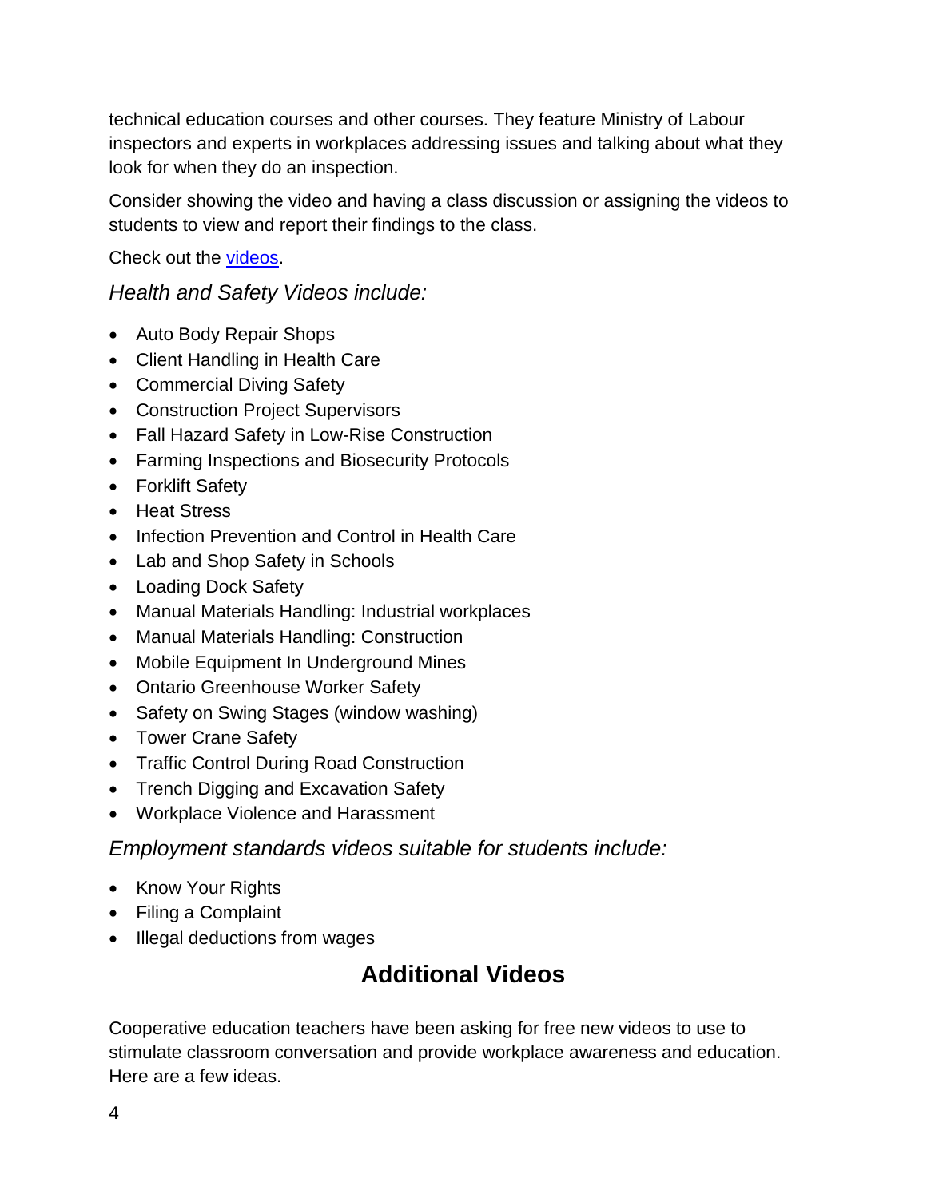technical education courses and other courses. They feature Ministry of Labour inspectors and experts in workplaces addressing issues and talking about what they look for when they do an inspection.

Consider showing the video and having a class discussion or assigning the videos to students to view and report their findings to the class.

Check out the videos.

*Health and Safety Videos include:*

- Auto Body Repair Shops
- Client Handling in Health Care
- Commercial Diving Safety
- Construction Project Supervisors
- Fall Hazard Safety in Low-Rise Construction
- Farming Inspections and Biosecurity Protocols
- Forklift Safety
- Heat Stress
- Infection Prevention and Control in Health Care
- Lab and Shop Safety in Schools
- Loading Dock Safety
- Manual Materials Handling: Industrial workplaces
- Manual Materials Handling: Construction
- Mobile Equipment In Underground Mines
- Ontario Greenhouse Worker Safety
- Safety on Swing Stages (window washing)
- Tower Crane Safety
- Traffic Control During Road Construction
- Trench Digging and Excavation Safety
- Workplace Violence and Harassment

*Employment standards videos suitable for students include:*

- Know Your Rights
- Filing a Complaint
- Illegal deductions from wages

## Additional Videos

Cooperative education teachers have been asking for free new videos to use to stimulate classroom conversation and provide workplace awareness and education. Here are a few ideas.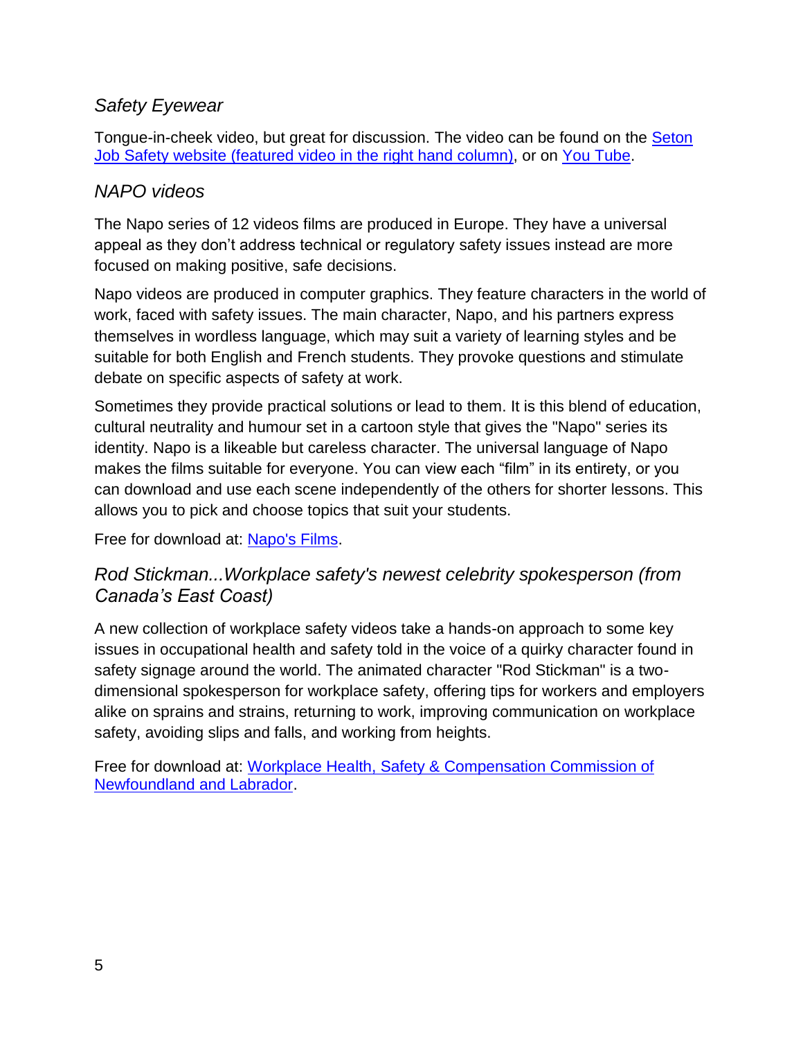### *Safety Eyewear*

Tongue-in-cheek video, but great for discussion. The video can be found on the [Seton Job Safety website (featured video in the right hand column)](), or on [You Tube]().

### *NAPO videos*

The Napo series of 12 videos films are produced in Europe. They have a universal appeal as they don't address technical or regulatory safety issues instead are more focused on making positive, safe decisions.

Napo videos are produced in computer graphics. They feature characters in the world of work, faced with safety issues. The main character, Napo, and his partners express themselves in wordless language, which may suit a variety of learning styles and be suitable for both English and French students. They provoke questions and stimulate debate on specific aspects of safety at work.

Sometimes they provide practical solutions or lead to them. It is this blend of education, cultural neutrality and humour set in a cartoon style that gives the "Napo" series its identity. Napo is a likeable but careless character. The universal language of Napo makes the films suitable for everyone. You can view each "film" in its entirety, or you can download and use each scene independently of the others for shorter lessons. This allows you to pick and choose topics that suit your students.

Free for download at: [Napo's Films]().

### *Rod Stickman...Workplace safety's newest celebrity spokesperson (from Canada's East Coast)*

A new collection of workplace safety videos take a hands-on approach to some key issues in occupational health and safety told in the voice of a quirky character found in safety signage around the world. The animated character "Rod Stickman" is a two-dimensional spokesperson for workplace safety, offering tips for workers and employers alike on sprains and strains, returning to work, improving communication on workplace safety, avoiding slips and falls, and working from heights.

Free for download at: [Workplace Health, Safety & Compensation Commission of Newfoundland and Labrador]().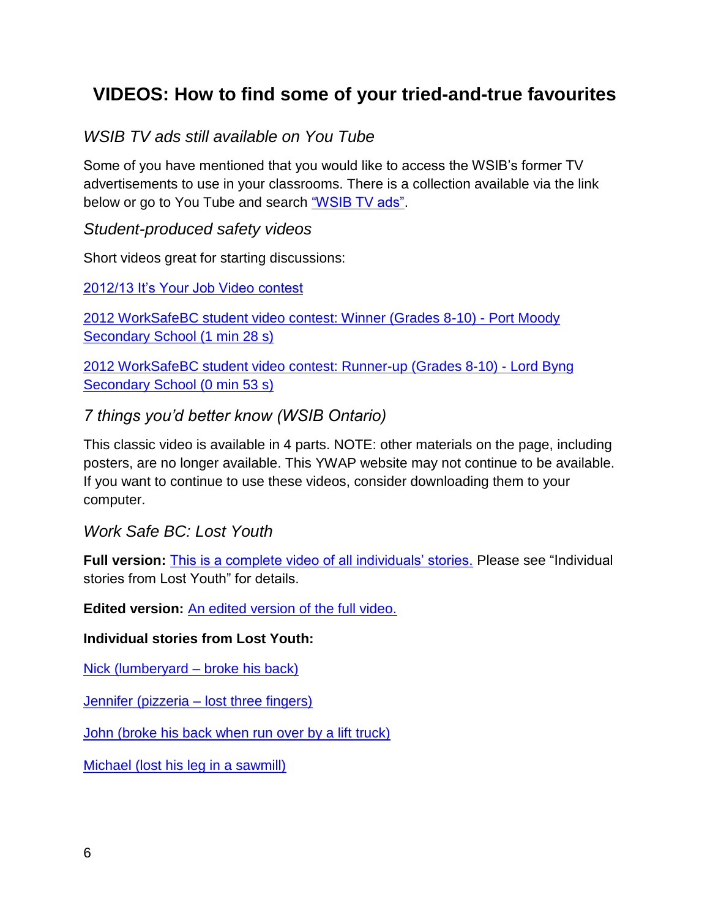# VIDEOS: How to find some of your tried-and-true favourites

## *WSIB TV ads still available on You Tube*

Some of you have mentioned that you would like to access the WSIB's former TV advertisements to use in your classrooms. There is a collection available via the link below or go to You Tube and search "WSIB TV ads".

## *Student-produced safety videos*

Short videos great for starting discussions:

2012/13 It's Your Job Video contest

2012 WorkSafeBC student video contest: Winner (Grades 8-10) - Port Moody Secondary School (1 min 28 s)

2012 WorkSafeBC student video contest: Runner-up (Grades 8-10) - Lord Byng Secondary School (0 min 53 s)

## *7 things you'd better know (WSIB Ontario)*

This classic video is available in 4 parts. NOTE: other materials on the page, including posters, are no longer available. This YWAP website may not continue to be available. If you want to continue to use these videos, consider downloading them to your computer.

## *Work Safe BC: Lost Youth*

**Full version:** This is a complete video of all individuals' stories. Please see "Individual stories from Lost Youth" for details.

**Edited version:** An edited version of the full video.

**Individual stories from Lost Youth:**

Nick (lumberyard – broke his back)

Jennifer (pizzeria – lost three fingers)

John (broke his back when run over by a lift truck)

Michael (lost his leg in a sawmill)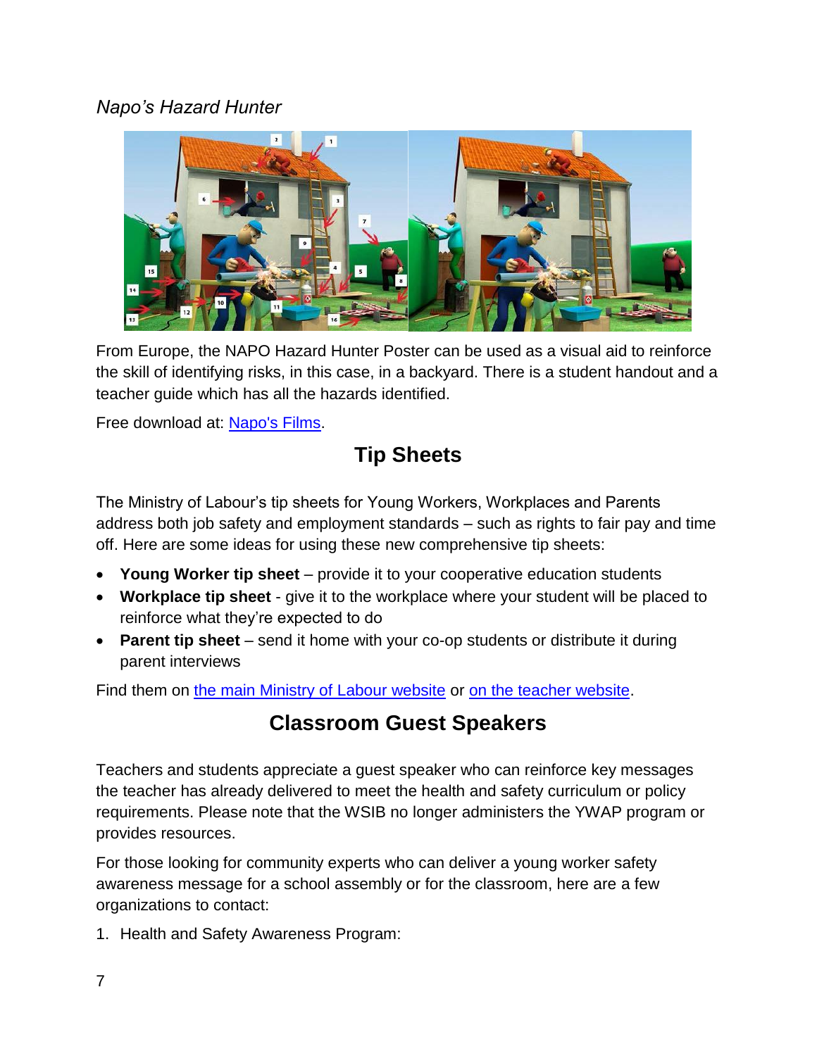*Napo's Hazard Hunter*

From Europe, the NAPO Hazard Hunter Poster can be used as a visual aid to reinforce the skill of identifying risks, in this case, in a backyard. There is a student handout and a teacher guide which has all the hazards identified.

Free download at: [Napo's Films](Napo's Films).

## Tip Sheets

The Ministry of Labour's tip sheets for Young Workers, Workplaces and Parents address both job safety and employment standards – such as rights to fair pay and time off. Here are some ideas for using these new comprehensive tip sheets:

- **Young Worker tip sheet** – provide it to your cooperative education students
- **Workplace tip sheet** - give it to the workplace where your student will be placed to reinforce what they're expected to do
- **Parent tip sheet** – send it home with your co-op students or distribute it during parent interviews

Find them on [the main Ministry of Labour website](the main Ministry of Labour website) or [on the teacher website](on the teacher website).

## Classroom Guest Speakers

Teachers and students appreciate a guest speaker who can reinforce key messages the teacher has already delivered to meet the health and safety curriculum or policy requirements. Please note that the WSIB no longer administers the YWAP program or provides resources.

For those looking for community experts who can deliver a young worker safety awareness message for a school assembly or for the classroom, here are a few organizations to contact:

1. Health and Safety Awareness Program: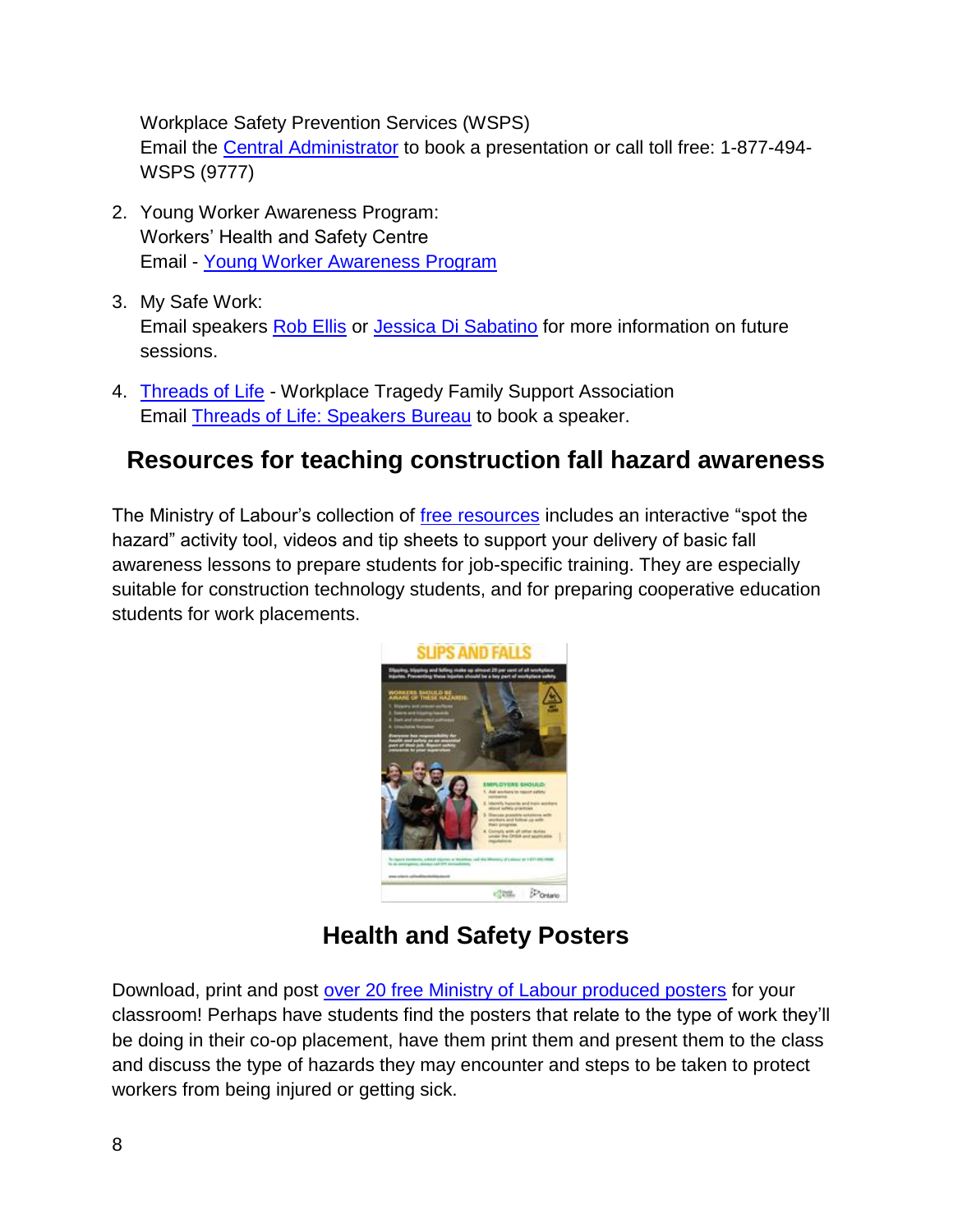Workplace Safety Prevention Services (WSPS)
Email the Central Administrator to book a presentation or call toll free: 1-877-494-WSPS (9777)

2. Young Worker Awareness Program:
   Workers' Health and Safety Centre
   Email - Young Worker Awareness Program

3. My Safe Work:
   Email speakers Rob Ellis or Jessica Di Sabatino for more information on future sessions.

4. Threads of Life - Workplace Tragedy Family Support Association
   Email Threads of Life: Speakers Bureau to book a speaker.

## Resources for teaching construction fall hazard awareness

The Ministry of Labour's collection of free resources includes an interactive "spot the hazard" activity tool, videos and tip sheets to support your delivery of basic fall awareness lessons to prepare students for job-specific training. They are especially suitable for construction technology students, and for preparing cooperative education students for work placements.

## Health and Safety Posters

Download, print and post over 20 free Ministry of Labour produced posters for your classroom! Perhaps have students find the posters that relate to the type of work they'll be doing in their co-op placement, have them print them and present them to the class and discuss the type of hazards they may encounter and steps to be taken to protect workers from being injured or getting sick.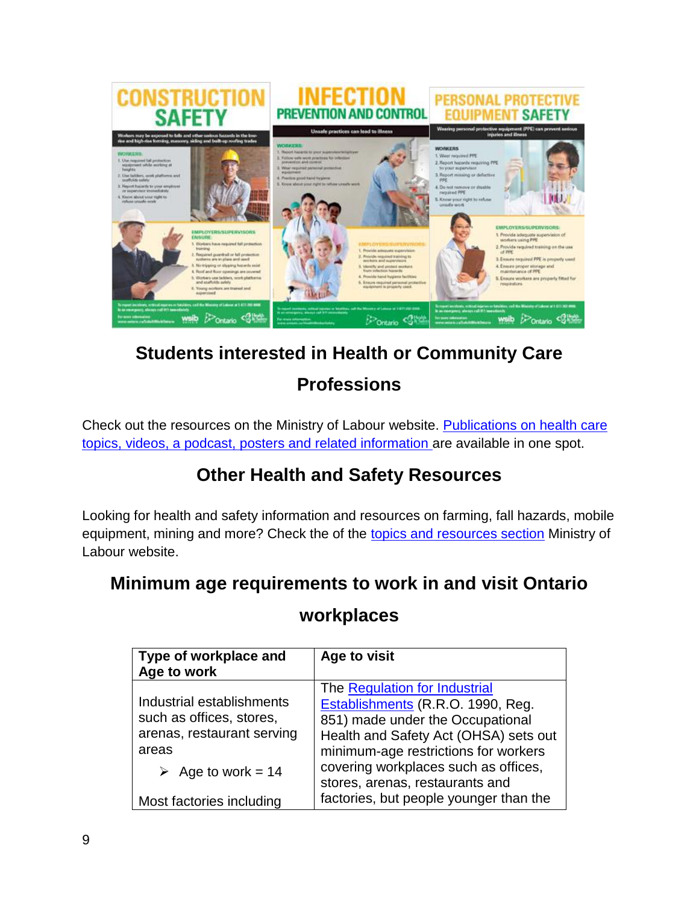## Students interested in Health or Community Care Professions

Check out the resources on the Ministry of Labour website. Publications on health care topics, videos, a podcast, posters and related information are available in one spot.

## Other Health and Safety Resources

Looking for health and safety information and resources on farming, fall hazards, mobile equipment, mining and more? Check the of the topics and resources section Ministry of Labour website.

## Minimum age requirements to work in and visit Ontario workplaces

| Type of workplace and Age to work | Age to visit |
| --- | --- |
| Industrial establishments such as offices, stores, arenas, restaurant serving areas<br><br>➢ Age to work = 14<br><br>Most factories including | The Regulation for Industrial Establishments (R.R.O. 1990, Reg. 851) made under the Occupational Health and Safety Act (OHSA) sets out minimum-age restrictions for workers covering workplaces such as offices, stores, arenas, restaurants and factories, but people younger than the |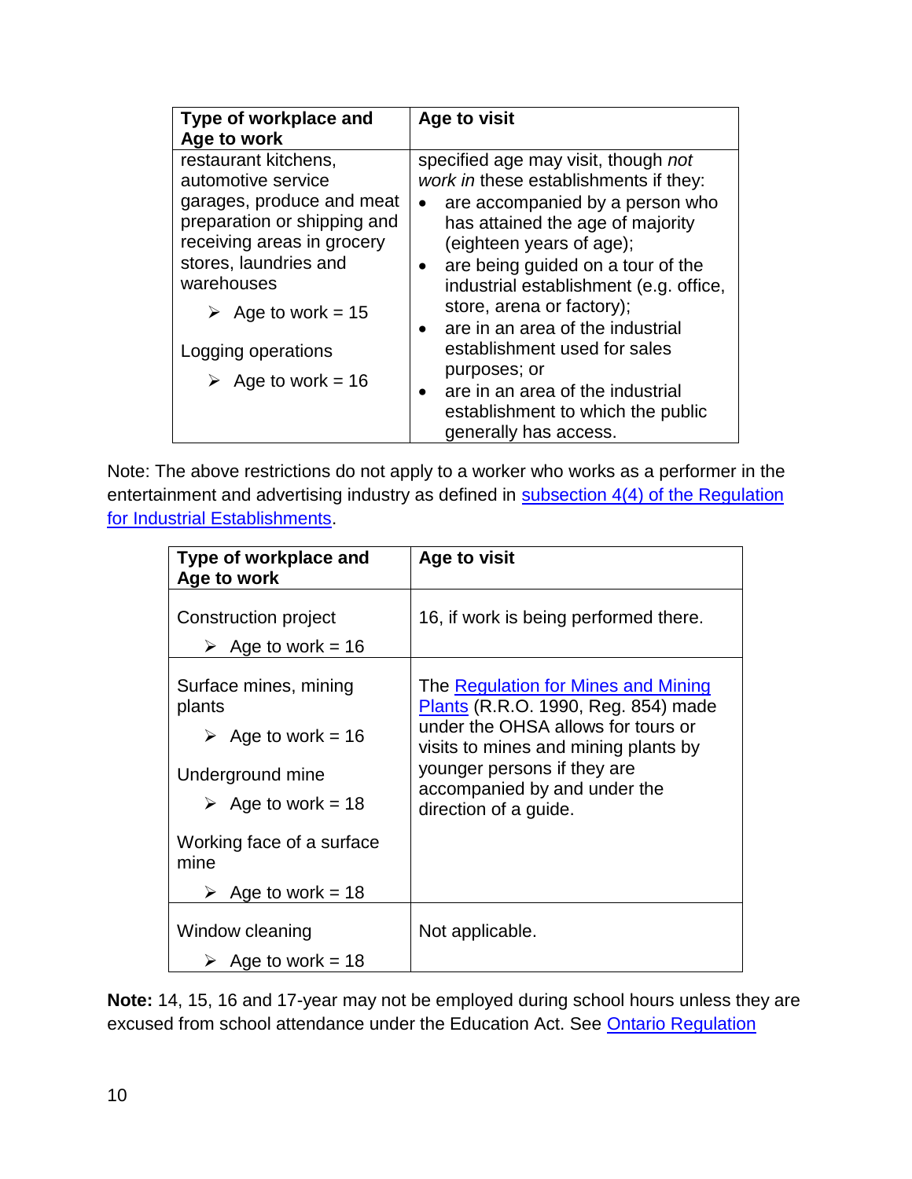| Type of workplace and Age to work | Age to visit |
|---|---|
| restaurant kitchens, automotive service garages, produce and meat preparation or shipping and receiving areas in grocery stores, laundries and warehouses<br>➢ Age to work = 15<br>Logging operations<br>➢ Age to work = 16 | specified age may visit, though *not work in* these establishments if they:<br>• are accompanied by a person who has attained the age of majority (eighteen years of age);<br>• are being guided on a tour of the industrial establishment (e.g. office, store, arena or factory);<br>• are in an area of the industrial establishment used for sales purposes; or<br>• are in an area of the industrial establishment to which the public generally has access. |

Note: The above restrictions do not apply to a worker who works as a performer in the entertainment and advertising industry as defined in [subsection 4(4) of the Regulation for Industrial Establishments].

| Type of workplace and Age to work | Age to visit |
|---|---|
| Construction project<br>➢ Age to work = 16 | 16, if work is being performed there. |
| Surface mines, mining plants<br>➢ Age to work = 16<br>Underground mine<br>➢ Age to work = 18<br>Working face of a surface mine<br>➢ Age to work = 18 | The [Regulation for Mines and Mining Plants] (R.R.O. 1990, Reg. 854) made under the OHSA allows for tours or visits to mines and mining plants by younger persons if they are accompanied by and under the direction of a guide. |
| Window cleaning<br>➢ Age to work = 18 | Not applicable. |

**Note:** 14, 15, 16 and 17-year may not be employed during school hours unless they are excused from school attendance under the Education Act. See [Ontario Regulation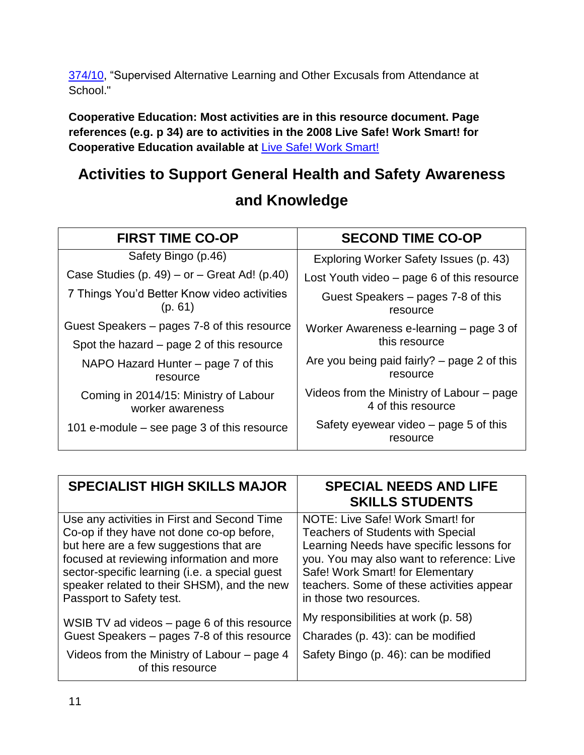374/10, “Supervised Alternative Learning and Other Excusals from Attendance at School."

**Cooperative Education: Most activities are in this resource document. Page references (e.g. p 34) are to activities in the 2008 Live Safe! Work Smart! for Cooperative Education available at Live Safe! Work Smart!**

## Activities to Support General Health and Safety Awareness and Knowledge

| FIRST TIME CO-OP | SECOND TIME CO-OP |
|---|---|
| Safety Bingo (p.46) | Exploring Worker Safety Issues (p. 43) |
| Case Studies (p. 49) – or – Great Ad! (p.40) | Lost Youth video – page 6 of this resource |
| 7 Things You'd Better Know video activities (p. 61) | Guest Speakers – pages 7-8 of this resource |
| Guest Speakers – pages 7-8 of this resource | Worker Awareness e-learning – page 3 of this resource |
| Spot the hazard – page 2 of this resource | |
| NAPO Hazard Hunter – page 7 of this resource | Are you being paid fairly? – page 2 of this resource |
| Coming in 2014/15: Ministry of Labour worker awareness | Videos from the Ministry of Labour – page 4 of this resource |
| 101 e-module – see page 3 of this resource | Safety eyewear video – page 5 of this resource |

| SPECIALIST HIGH SKILLS MAJOR | SPECIAL NEEDS AND LIFE SKILLS STUDENTS |
|---|---|
| Use any activities in First and Second Time Co-op if they have not done co-op before, but here are a few suggestions that are focused at reviewing information and more sector-specific learning (i.e. a special guest speaker related to their SHSM), and the new Passport to Safety test. | NOTE: Live Safe! Work Smart! for Teachers of Students with Special Learning Needs have specific lessons for you. You may also want to reference: Live Safe! Work Smart! for Elementary teachers. Some of these activities appear in those two resources. |
| WSIB TV ad videos – page 6 of this resource | My responsibilities at work (p. 58) |
| Guest Speakers – pages 7-8 of this resource | Charades (p. 43): can be modified |
| Videos from the Ministry of Labour – page 4 of this resource | Safety Bingo (p. 46): can be modified |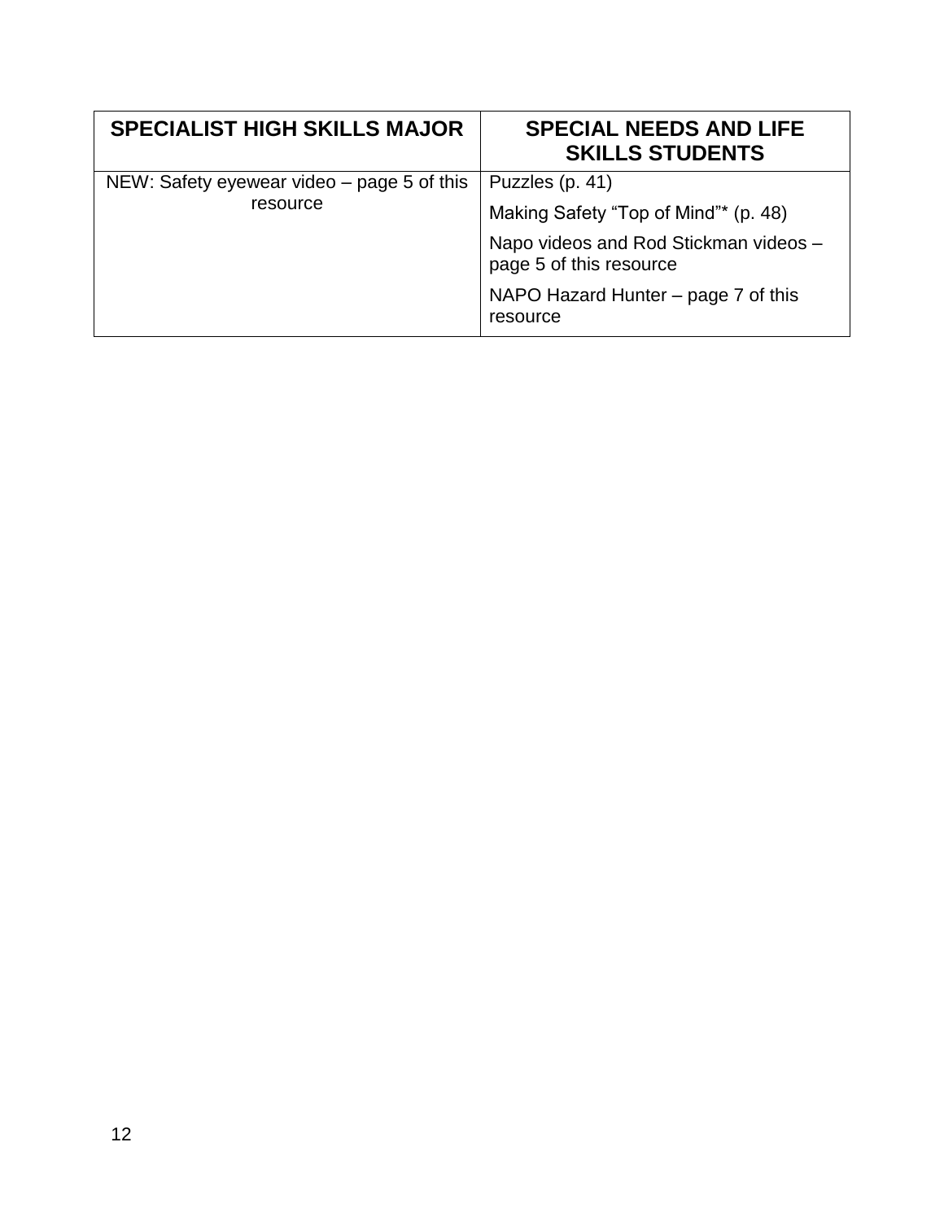| SPECIALIST HIGH SKILLS MAJOR | SPECIAL NEEDS AND LIFE SKILLS STUDENTS |
|---|---|
| NEW: Safety eyewear video – page 5 of this resource | Puzzles (p. 41)<br>Making Safety “Top of Mind”* (p. 48)<br>Napo videos and Rod Stickman videos – page 5 of this resource<br>NAPO Hazard Hunter – page 7 of this resource |